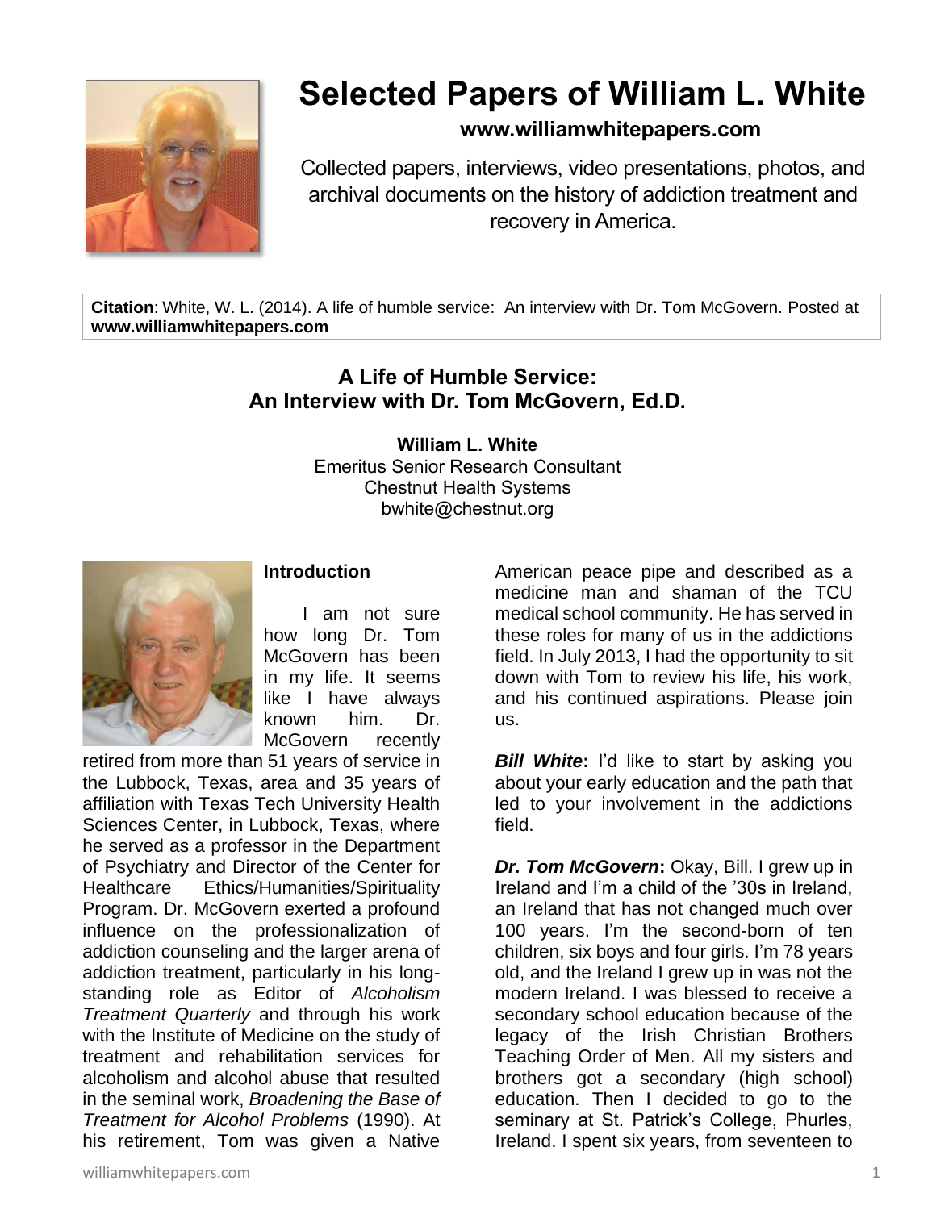# Selected Papers of William L. White

**www.williamwhitepapers.com**

Collected papers, interviews, video presentations, photos, and archival documents on the history of addiction treatment and recovery in America.

**Citation**: White, W. L. (2014). A life of humble service: An interview with Dr. Tom McGovern. Posted at **www.williamwhitepapers.com**

## A Life of Humble Service: An Interview with Dr. Tom McGovern, Ed.D.

**William L. White**
Emeritus Senior Research Consultant
Chestnut Health Systems
bwhite@chestnut.org

### Introduction

I am not sure how long Dr. Tom McGovern has been in my life. It seems like I have always known him. Dr. McGovern recently retired from more than 51 years of service in the Lubbock, Texas, area and 35 years of affiliation with Texas Tech University Health Sciences Center, in Lubbock, Texas, where he served as a professor in the Department of Psychiatry and Director of the Center for Healthcare Ethics/Humanities/Spirituality Program. Dr. McGovern exerted a profound influence on the professionalization of addiction counseling and the larger arena of addiction treatment, particularly in his long-standing role as Editor of *Alcoholism Treatment Quarterly* and through his work with the Institute of Medicine on the study of treatment and rehabilitation services for alcoholism and alcohol abuse that resulted in the seminal work, *Broadening the Base of Treatment for Alcohol Problems* (1990). At his retirement, Tom was given a Native American peace pipe and described as a medicine man and shaman of the TCU medical school community. He has served in these roles for many of us in the addictions field. In July 2013, I had the opportunity to sit down with Tom to review his life, his work, and his continued aspirations. Please join us.

***Bill White*****:** I'd like to start by asking you about your early education and the path that led to your involvement in the addictions field.

***Dr. Tom McGovern*****:** Okay, Bill. I grew up in Ireland and I'm a child of the '30s in Ireland, an Ireland that has not changed much over 100 years. I'm the second-born of ten children, six boys and four girls. I'm 78 years old, and the Ireland I grew up in was not the modern Ireland. I was blessed to receive a secondary school education because of the legacy of the Irish Christian Brothers Teaching Order of Men. All my sisters and brothers got a secondary (high school) education. Then I decided to go to the seminary at St. Patrick's College, Phurles, Ireland. I spent six years, from seventeen to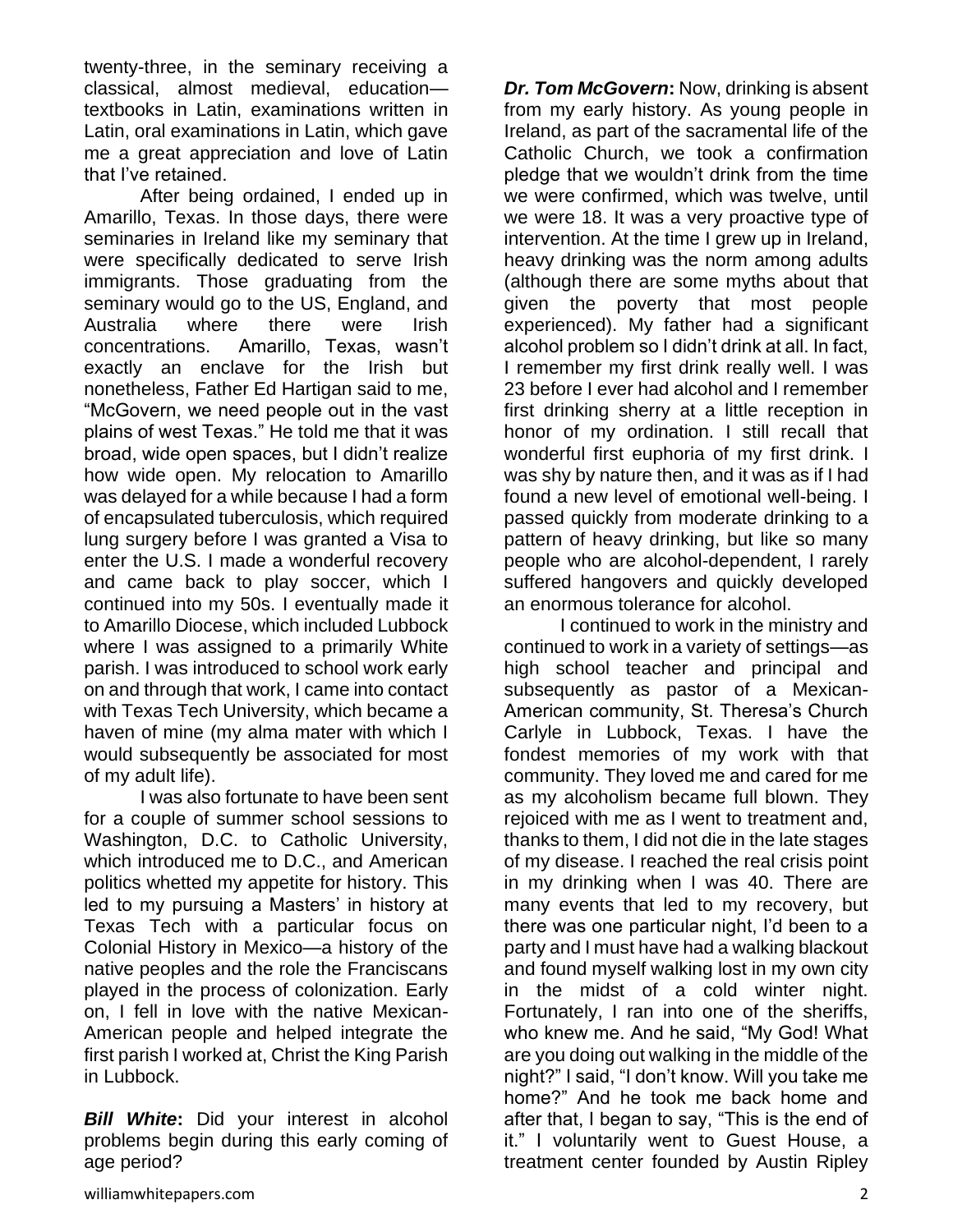twenty-three, in the seminary receiving a classical, almost medieval, education—textbooks in Latin, examinations written in Latin, oral examinations in Latin, which gave me a great appreciation and love of Latin that I've retained.

After being ordained, I ended up in Amarillo, Texas. In those days, there were seminaries in Ireland like my seminary that were specifically dedicated to serve Irish immigrants. Those graduating from the seminary would go to the US, England, and Australia where there were Irish concentrations. Amarillo, Texas, wasn't exactly an enclave for the Irish but nonetheless, Father Ed Hartigan said to me, "McGovern, we need people out in the vast plains of west Texas." He told me that it was broad, wide open spaces, but I didn't realize how wide open. My relocation to Amarillo was delayed for a while because I had a form of encapsulated tuberculosis, which required lung surgery before I was granted a Visa to enter the U.S. I made a wonderful recovery and came back to play soccer, which I continued into my 50s. I eventually made it to Amarillo Diocese, which included Lubbock where I was assigned to a primarily White parish. I was introduced to school work early on and through that work, I came into contact with Texas Tech University, which became a haven of mine (my alma mater with which I would subsequently be associated for most of my adult life).

I was also fortunate to have been sent for a couple of summer school sessions to Washington, D.C. to Catholic University, which introduced me to D.C., and American politics whetted my appetite for history. This led to my pursuing a Masters' in history at Texas Tech with a particular focus on Colonial History in Mexico—a history of the native peoples and the role the Franciscans played in the process of colonization. Early on, I fell in love with the native Mexican-American people and helped integrate the first parish I worked at, Christ the King Parish in Lubbock.

***Bill White*:** Did your interest in alcohol problems begin during this early coming of age period?

***Dr. Tom McGovern*:** Now, drinking is absent from my early history. As young people in Ireland, as part of the sacramental life of the Catholic Church, we took a confirmation pledge that we wouldn't drink from the time we were confirmed, which was twelve, until we were 18. It was a very proactive type of intervention. At the time I grew up in Ireland, heavy drinking was the norm among adults (although there are some myths about that given the poverty that most people experienced). My father had a significant alcohol problem so I didn't drink at all. In fact, I remember my first drink really well. I was 23 before I ever had alcohol and I remember first drinking sherry at a little reception in honor of my ordination. I still recall that wonderful first euphoria of my first drink. I was shy by nature then, and it was as if I had found a new level of emotional well-being. I passed quickly from moderate drinking to a pattern of heavy drinking, but like so many people who are alcohol-dependent, I rarely suffered hangovers and quickly developed an enormous tolerance for alcohol.

I continued to work in the ministry and continued to work in a variety of settings—as high school teacher and principal and subsequently as pastor of a Mexican-American community, St. Theresa's Church Carlyle in Lubbock, Texas. I have the fondest memories of my work with that community. They loved me and cared for me as my alcoholism became full blown. They rejoiced with me as I went to treatment and, thanks to them, I did not die in the late stages of my disease. I reached the real crisis point in my drinking when I was 40. There are many events that led to my recovery, but there was one particular night, I'd been to a party and I must have had a walking blackout and found myself walking lost in my own city in the midst of a cold winter night. Fortunately, I ran into one of the sheriffs, who knew me. And he said, "My God! What are you doing out walking in the middle of the night?" I said, "I don't know. Will you take me home?" And he took me back home and after that, I began to say, "This is the end of it." I voluntarily went to Guest House, a treatment center founded by Austin Ripley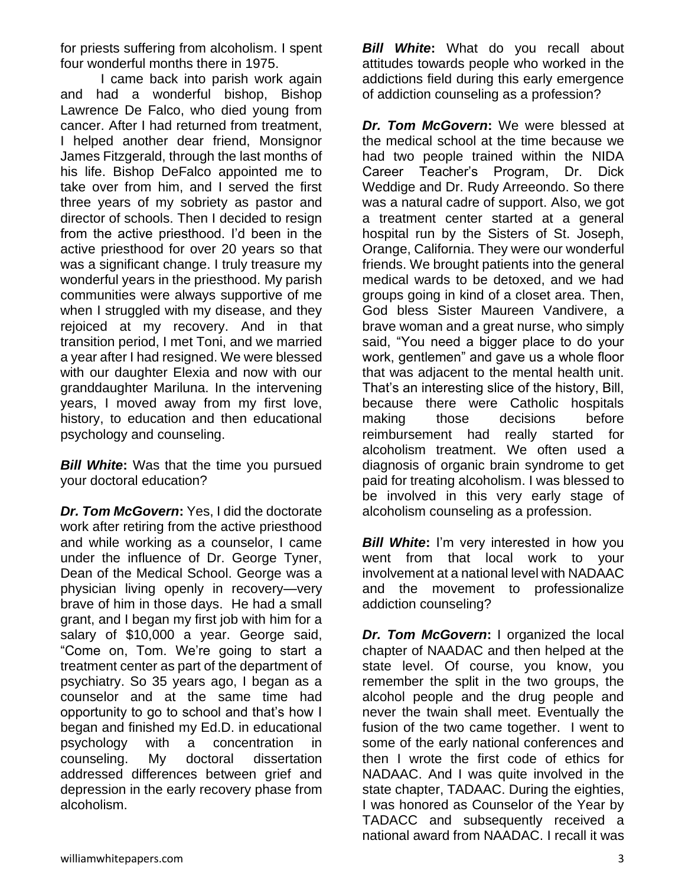for priests suffering from alcoholism. I spent four wonderful months there in 1975.

I came back into parish work again and had a wonderful bishop, Bishop Lawrence De Falco, who died young from cancer. After I had returned from treatment, I helped another dear friend, Monsignor James Fitzgerald, through the last months of his life. Bishop DeFalco appointed me to take over from him, and I served the first three years of my sobriety as pastor and director of schools. Then I decided to resign from the active priesthood. I'd been in the active priesthood for over 20 years so that was a significant change. I truly treasure my wonderful years in the priesthood. My parish communities were always supportive of me when I struggled with my disease, and they rejoiced at my recovery. And in that transition period, I met Toni, and we married a year after I had resigned. We were blessed with our daughter Elexia and now with our granddaughter Mariluna. In the intervening years, I moved away from my first love, history, to education and then educational psychology and counseling.

***Bill White*:** Was that the time you pursued your doctoral education?

***Dr. Tom McGovern*:** Yes, I did the doctorate work after retiring from the active priesthood and while working as a counselor, I came under the influence of Dr. George Tyner, Dean of the Medical School. George was a physician living openly in recovery—very brave of him in those days. He had a small grant, and I began my first job with him for a salary of $10,000 a year. George said, "Come on, Tom. We're going to start a treatment center as part of the department of psychiatry. So 35 years ago, I began as a counselor and at the same time had opportunity to go to school and that's how I began and finished my Ed.D. in educational psychology with a concentration in counseling. My doctoral dissertation addressed differences between grief and depression in the early recovery phase from alcoholism.

***Bill White*:** What do you recall about attitudes towards people who worked in the addictions field during this early emergence of addiction counseling as a profession?

***Dr. Tom McGovern*:** We were blessed at the medical school at the time because we had two people trained within the NIDA Career Teacher's Program, Dr. Dick Weddige and Dr. Rudy Arreeondo. So there was a natural cadre of support. Also, we got a treatment center started at a general hospital run by the Sisters of St. Joseph, Orange, California. They were our wonderful friends. We brought patients into the general medical wards to be detoxed, and we had groups going in kind of a closet area. Then, God bless Sister Maureen Vandivere, a brave woman and a great nurse, who simply said, "You need a bigger place to do your work, gentlemen" and gave us a whole floor that was adjacent to the mental health unit. That's an interesting slice of the history, Bill, because there were Catholic hospitals making those decisions before reimbursement had really started for alcoholism treatment. We often used a diagnosis of organic brain syndrome to get paid for treating alcoholism. I was blessed to be involved in this very early stage of alcoholism counseling as a profession.

***Bill White*:** I'm very interested in how you went from that local work to your involvement at a national level with NADAAC and the movement to professionalize addiction counseling?

***Dr. Tom McGovern*:** I organized the local chapter of NAADAC and then helped at the state level. Of course, you know, you remember the split in the two groups, the alcohol people and the drug people and never the twain shall meet. Eventually the fusion of the two came together. I went to some of the early national conferences and then I wrote the first code of ethics for NADAAC. And I was quite involved in the state chapter, TADAAC. During the eighties, I was honored as Counselor of the Year by TADACC and subsequently received a national award from NAADAC. I recall it was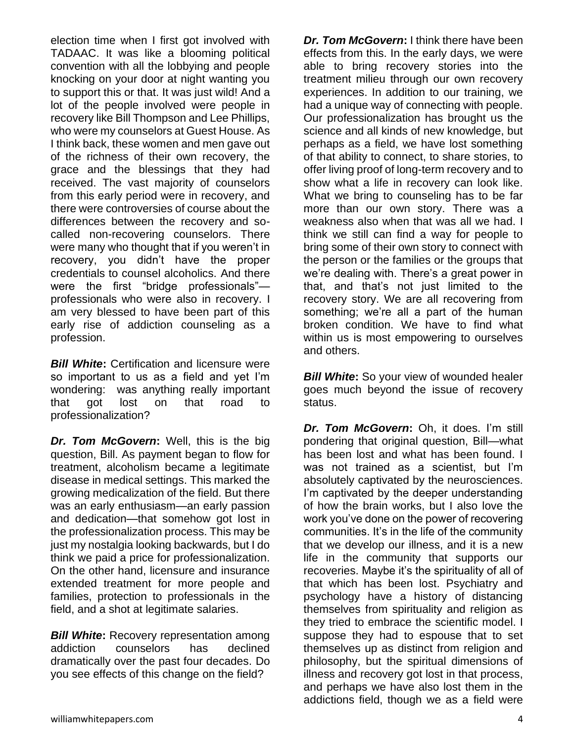election time when I first got involved with TADAAC. It was like a blooming political convention with all the lobbying and people knocking on your door at night wanting you to support this or that. It was just wild! And a lot of the people involved were people in recovery like Bill Thompson and Lee Phillips, who were my counselors at Guest House. As I think back, these women and men gave out of the richness of their own recovery, the grace and the blessings that they had received. The vast majority of counselors from this early period were in recovery, and there were controversies of course about the differences between the recovery and so-called non-recovering counselors. There were many who thought that if you weren't in recovery, you didn't have the proper credentials to counsel alcoholics. And there were the first "bridge professionals"—professionals who were also in recovery. I am very blessed to have been part of this early rise of addiction counseling as a profession.

***Bill White*:** Certification and licensure were so important to us as a field and yet I'm wondering: was anything really important that got lost on that road to professionalization?

***Dr. Tom McGovern*:** Well, this is the big question, Bill. As payment began to flow for treatment, alcoholism became a legitimate disease in medical settings. This marked the growing medicalization of the field. But there was an early enthusiasm—an early passion and dedication—that somehow got lost in the professionalization process. This may be just my nostalgia looking backwards, but I do think we paid a price for professionalization. On the other hand, licensure and insurance extended treatment for more people and families, protection to professionals in the field, and a shot at legitimate salaries.

***Bill White*:** Recovery representation among addiction counselors has declined dramatically over the past four decades. Do you see effects of this change on the field?

***Dr. Tom McGovern*:** I think there have been effects from this. In the early days, we were able to bring recovery stories into the treatment milieu through our own recovery experiences. In addition to our training, we had a unique way of connecting with people. Our professionalization has brought us the science and all kinds of new knowledge, but perhaps as a field, we have lost something of that ability to connect, to share stories, to offer living proof of long-term recovery and to show what a life in recovery can look like. What we bring to counseling has to be far more than our own story. There was a weakness also when that was all we had. I think we still can find a way for people to bring some of their own story to connect with the person or the families or the groups that we're dealing with. There's a great power in that, and that's not just limited to the recovery story. We are all recovering from something; we're all a part of the human broken condition. We have to find what within us is most empowering to ourselves and others.

***Bill White*:** So your view of wounded healer goes much beyond the issue of recovery status.

***Dr. Tom McGovern*:** Oh, it does. I'm still pondering that original question, Bill—what has been lost and what has been found. I was not trained as a scientist, but I'm absolutely captivated by the neurosciences. I'm captivated by the deeper understanding of how the brain works, but I also love the work you've done on the power of recovering communities. It's in the life of the community that we develop our illness, and it is a new life in the community that supports our recoveries. Maybe it's the spirituality of all of that which has been lost. Psychiatry and psychology have a history of distancing themselves from spirituality and religion as they tried to embrace the scientific model. I suppose they had to espouse that to set themselves up as distinct from religion and philosophy, but the spiritual dimensions of illness and recovery got lost in that process, and perhaps we have also lost them in the addictions field, though we as a field were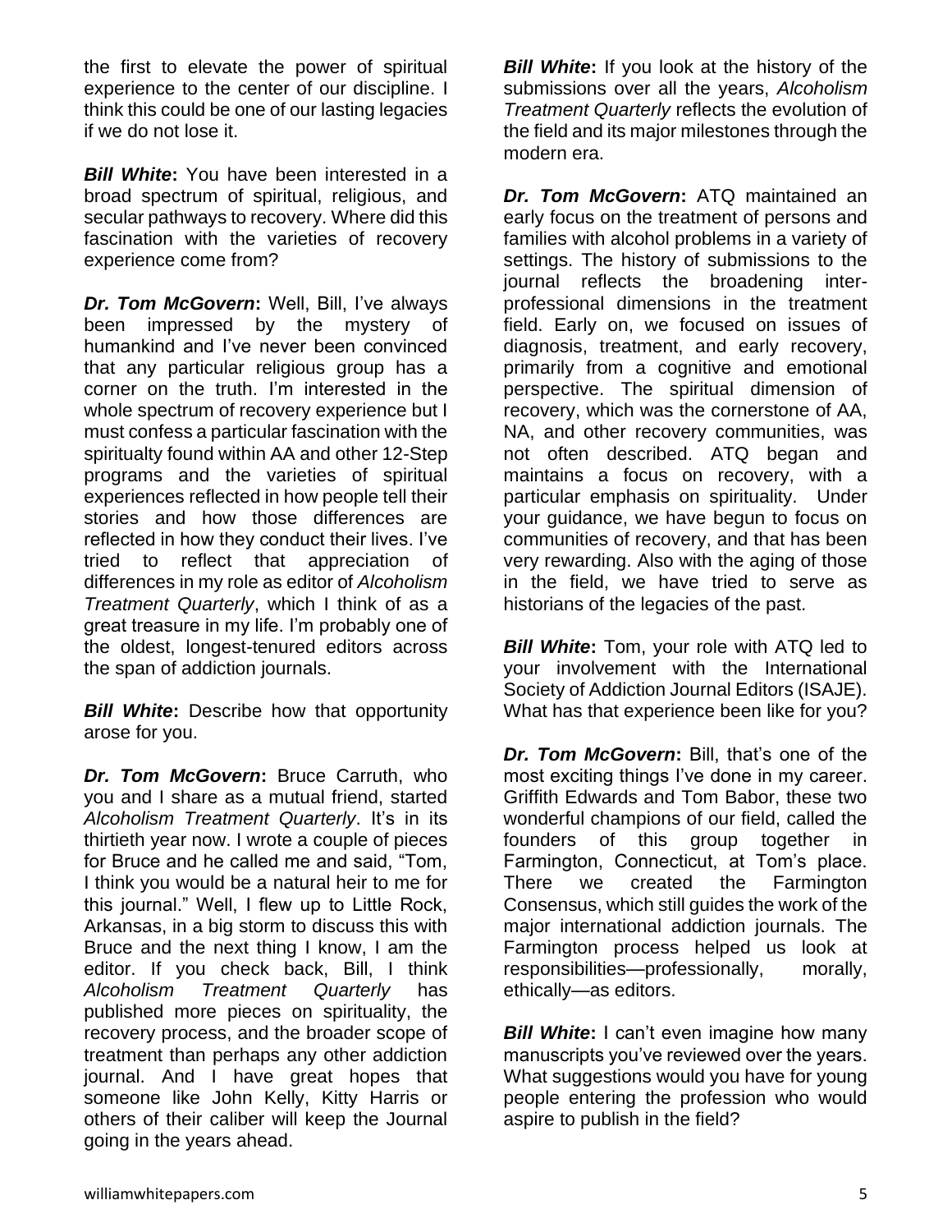the first to elevate the power of spiritual experience to the center of our discipline. I think this could be one of our lasting legacies if we do not lose it.

***Bill White*:** You have been interested in a broad spectrum of spiritual, religious, and secular pathways to recovery. Where did this fascination with the varieties of recovery experience come from?

***Dr. Tom McGovern*:** Well, Bill, I've always been impressed by the mystery of humankind and I've never been convinced that any particular religious group has a corner on the truth. I'm interested in the whole spectrum of recovery experience but I must confess a particular fascination with the spiritualty found within AA and other 12-Step programs and the varieties of spiritual experiences reflected in how people tell their stories and how those differences are reflected in how they conduct their lives. I've tried to reflect that appreciation of differences in my role as editor of *Alcoholism Treatment Quarterly*, which I think of as a great treasure in my life. I'm probably one of the oldest, longest-tenured editors across the span of addiction journals.

***Bill White*:** Describe how that opportunity arose for you.

***Dr. Tom McGovern*:** Bruce Carruth, who you and I share as a mutual friend, started *Alcoholism Treatment Quarterly*. It's in its thirtieth year now. I wrote a couple of pieces for Bruce and he called me and said, "Tom, I think you would be a natural heir to me for this journal." Well, I flew up to Little Rock, Arkansas, in a big storm to discuss this with Bruce and the next thing I know, I am the editor. If you check back, Bill, I think *Alcoholism Treatment Quarterly* has published more pieces on spirituality, the recovery process, and the broader scope of treatment than perhaps any other addiction journal. And I have great hopes that someone like John Kelly, Kitty Harris or others of their caliber will keep the Journal going in the years ahead.

***Bill White*:** If you look at the history of the submissions over all the years, *Alcoholism Treatment Quarterly* reflects the evolution of the field and its major milestones through the modern era.

***Dr. Tom McGovern*:** ATQ maintained an early focus on the treatment of persons and families with alcohol problems in a variety of settings. The history of submissions to the journal reflects the broadening inter-professional dimensions in the treatment field. Early on, we focused on issues of diagnosis, treatment, and early recovery, primarily from a cognitive and emotional perspective. The spiritual dimension of recovery, which was the cornerstone of AA, NA, and other recovery communities, was not often described. ATQ began and maintains a focus on recovery, with a particular emphasis on spirituality. Under your guidance, we have begun to focus on communities of recovery, and that has been very rewarding. Also with the aging of those in the field, we have tried to serve as historians of the legacies of the past.

***Bill White*:** Tom, your role with ATQ led to your involvement with the International Society of Addiction Journal Editors (ISAJE). What has that experience been like for you?

***Dr. Tom McGovern*:** Bill, that's one of the most exciting things I've done in my career. Griffith Edwards and Tom Babor, these two wonderful champions of our field, called the founders of this group together in Farmington, Connecticut, at Tom's place. There we created the Farmington Consensus, which still guides the work of the major international addiction journals. The Farmington process helped us look at responsibilities—professionally, morally, ethically—as editors.

***Bill White*:** I can't even imagine how many manuscripts you've reviewed over the years. What suggestions would you have for young people entering the profession who would aspire to publish in the field?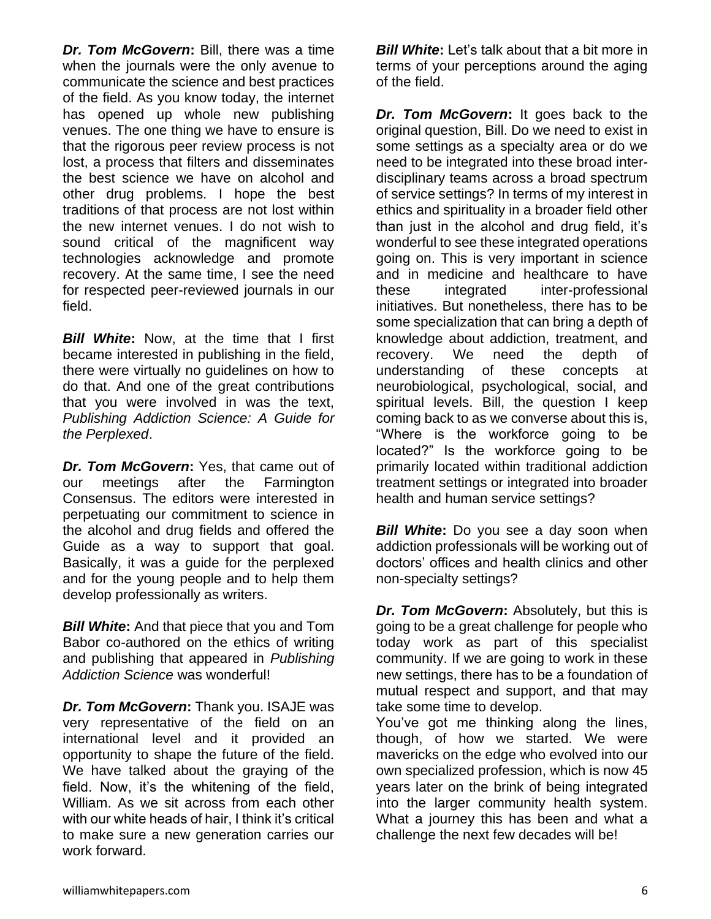***Dr. Tom McGovern*:** Bill, there was a time when the journals were the only avenue to communicate the science and best practices of the field. As you know today, the internet has opened up whole new publishing venues. The one thing we have to ensure is that the rigorous peer review process is not lost, a process that filters and disseminates the best science we have on alcohol and other drug problems. I hope the best traditions of that process are not lost within the new internet venues. I do not wish to sound critical of the magnificent way technologies acknowledge and promote recovery. At the same time, I see the need for respected peer-reviewed journals in our field.

***Bill White*:** Now, at the time that I first became interested in publishing in the field, there were virtually no guidelines on how to do that. And one of the great contributions that you were involved in was the text, *Publishing Addiction Science: A Guide for the Perplexed*.

***Dr. Tom McGovern*:** Yes, that came out of our meetings after the Farmington Consensus. The editors were interested in perpetuating our commitment to science in the alcohol and drug fields and offered the Guide as a way to support that goal. Basically, it was a guide for the perplexed and for the young people and to help them develop professionally as writers.

***Bill White*:** And that piece that you and Tom Babor co-authored on the ethics of writing and publishing that appeared in *Publishing Addiction Science* was wonderful!

***Dr. Tom McGovern*:** Thank you. ISAJE was very representative of the field on an international level and it provided an opportunity to shape the future of the field. We have talked about the graying of the field. Now, it's the whitening of the field, William. As we sit across from each other with our white heads of hair, I think it's critical to make sure a new generation carries our work forward.

***Bill White*:** Let's talk about that a bit more in terms of your perceptions around the aging of the field.

***Dr. Tom McGovern*:** It goes back to the original question, Bill. Do we need to exist in some settings as a specialty area or do we need to be integrated into these broad inter-disciplinary teams across a broad spectrum of service settings? In terms of my interest in ethics and spirituality in a broader field other than just in the alcohol and drug field, it's wonderful to see these integrated operations going on. This is very important in science and in medicine and healthcare to have these integrated inter-professional initiatives. But nonetheless, there has to be some specialization that can bring a depth of knowledge about addiction, treatment, and recovery. We need the depth of understanding of these concepts at neurobiological, psychological, social, and spiritual levels. Bill, the question I keep coming back to as we converse about this is, "Where is the workforce going to be located?" Is the workforce going to be primarily located within traditional addiction treatment settings or integrated into broader health and human service settings?

***Bill White*:** Do you see a day soon when addiction professionals will be working out of doctors' offices and health clinics and other non-specialty settings?

***Dr. Tom McGovern*:** Absolutely, but this is going to be a great challenge for people who today work as part of this specialist community. If we are going to work in these new settings, there has to be a foundation of mutual respect and support, and that may take some time to develop.

You've got me thinking along the lines, though, of how we started. We were mavericks on the edge who evolved into our own specialized profession, which is now 45 years later on the brink of being integrated into the larger community health system. What a journey this has been and what a challenge the next few decades will be!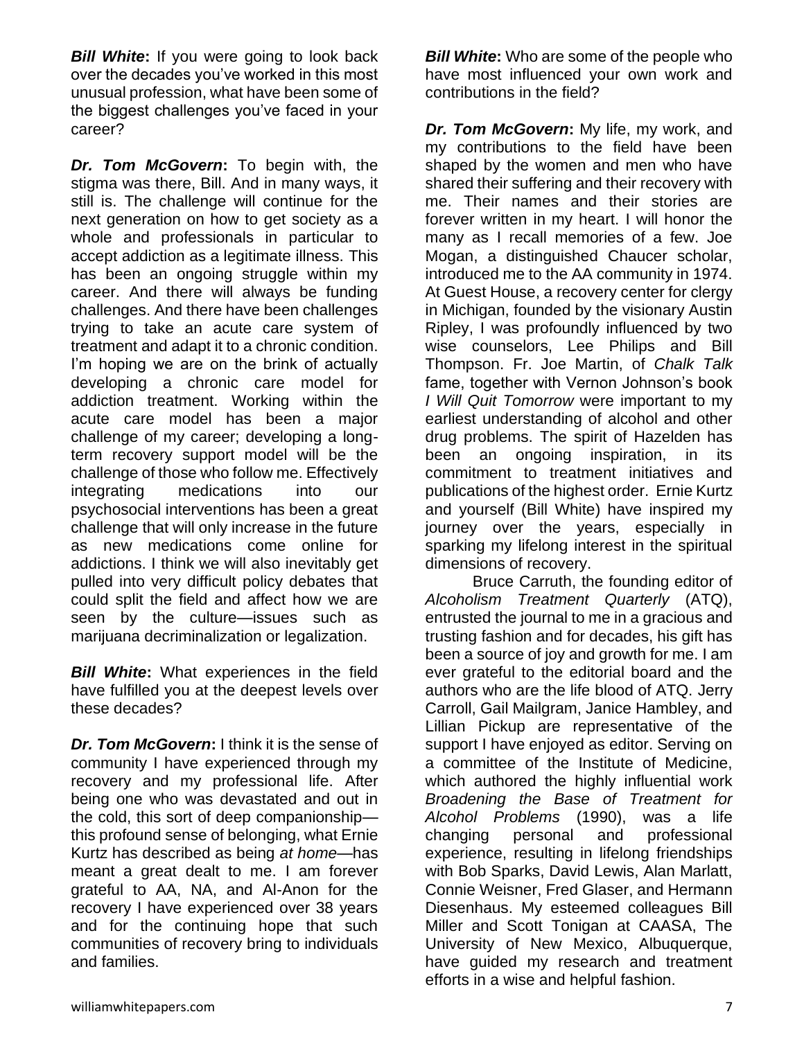***Bill White*:** If you were going to look back over the decades you've worked in this most unusual profession, what have been some of the biggest challenges you've faced in your career?

***Dr. Tom McGovern*:** To begin with, the stigma was there, Bill. And in many ways, it still is. The challenge will continue for the next generation on how to get society as a whole and professionals in particular to accept addiction as a legitimate illness. This has been an ongoing struggle within my career. And there will always be funding challenges. And there have been challenges trying to take an acute care system of treatment and adapt it to a chronic condition. I'm hoping we are on the brink of actually developing a chronic care model for addiction treatment. Working within the acute care model has been a major challenge of my career; developing a long-term recovery support model will be the challenge of those who follow me. Effectively integrating medications into our psychosocial interventions has been a great challenge that will only increase in the future as new medications come online for addictions. I think we will also inevitably get pulled into very difficult policy debates that could split the field and affect how we are seen by the culture—issues such as marijuana decriminalization or legalization.

***Bill White*:** What experiences in the field have fulfilled you at the deepest levels over these decades?

***Dr. Tom McGovern*:** I think it is the sense of community I have experienced through my recovery and my professional life. After being one who was devastated and out in the cold, this sort of deep companionship—this profound sense of belonging, what Ernie Kurtz has described as being *at home*—has meant a great dealt to me. I am forever grateful to AA, NA, and Al-Anon for the recovery I have experienced over 38 years and for the continuing hope that such communities of recovery bring to individuals and families.

***Bill White*:** Who are some of the people who have most influenced your own work and contributions in the field?

***Dr. Tom McGovern*:** My life, my work, and my contributions to the field have been shaped by the women and men who have shared their suffering and their recovery with me. Their names and their stories are forever written in my heart. I will honor the many as I recall memories of a few. Joe Mogan, a distinguished Chaucer scholar, introduced me to the AA community in 1974. At Guest House, a recovery center for clergy in Michigan, founded by the visionary Austin Ripley, I was profoundly influenced by two wise counselors, Lee Philips and Bill Thompson. Fr. Joe Martin, of *Chalk Talk* fame, together with Vernon Johnson's book *I Will Quit Tomorrow* were important to my earliest understanding of alcohol and other drug problems. The spirit of Hazelden has been an ongoing inspiration, in its commitment to treatment initiatives and publications of the highest order. Ernie Kurtz and yourself (Bill White) have inspired my journey over the years, especially in sparking my lifelong interest in the spiritual dimensions of recovery.

Bruce Carruth, the founding editor of *Alcoholism Treatment Quarterly* (ATQ), entrusted the journal to me in a gracious and trusting fashion and for decades, his gift has been a source of joy and growth for me. I am ever grateful to the editorial board and the authors who are the life blood of ATQ. Jerry Carroll, Gail Mailgram, Janice Hambley, and Lillian Pickup are representative of the support I have enjoyed as editor. Serving on a committee of the Institute of Medicine, which authored the highly influential work *Broadening the Base of Treatment for Alcohol Problems* (1990), was a life changing personal and professional experience, resulting in lifelong friendships with Bob Sparks, David Lewis, Alan Marlatt, Connie Weisner, Fred Glaser, and Hermann Diesenhaus. My esteemed colleagues Bill Miller and Scott Tonigan at CAASA, The University of New Mexico, Albuquerque, have guided my research and treatment efforts in a wise and helpful fashion.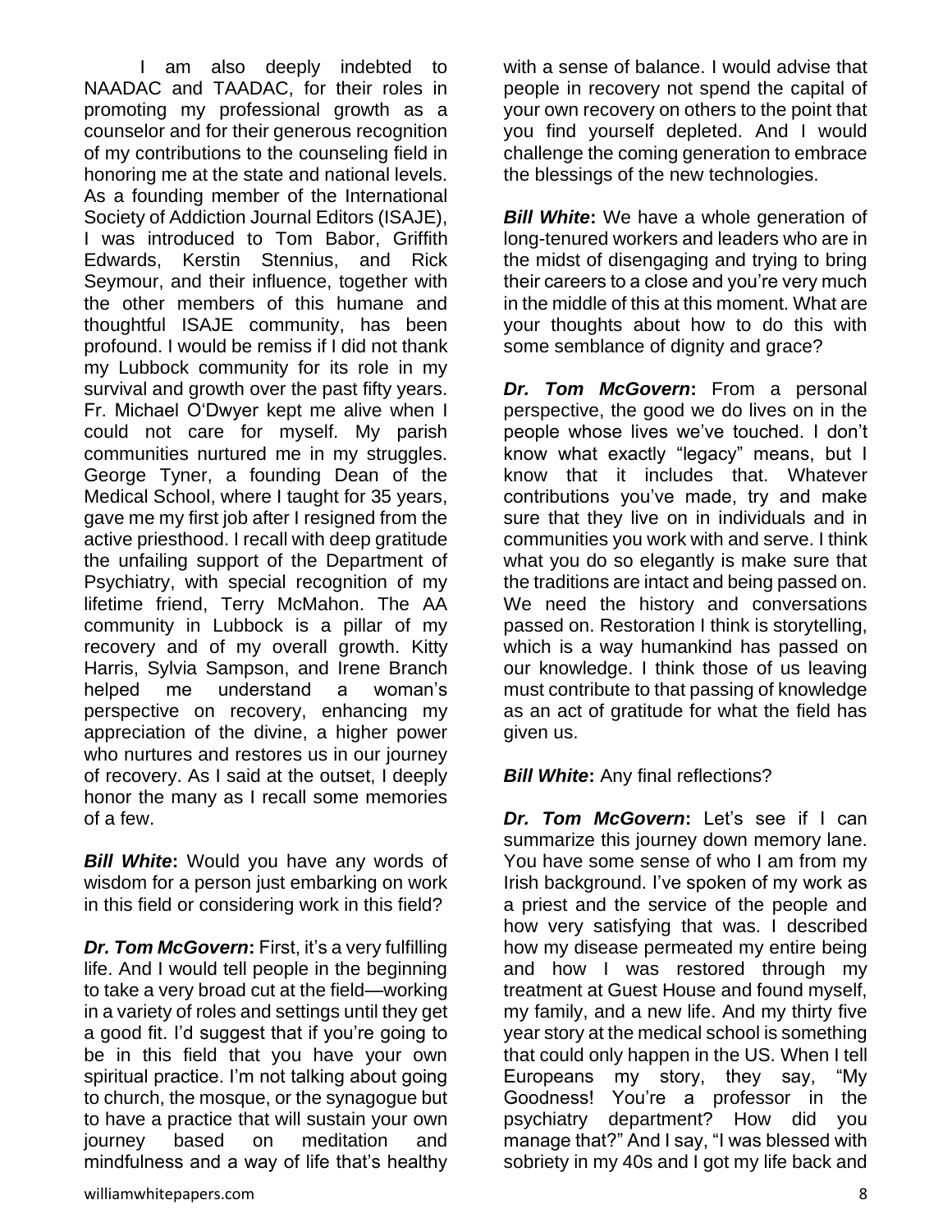I am also deeply indebted to NAADAC and TAADAC, for their roles in promoting my professional growth as a counselor and for their generous recognition of my contributions to the counseling field in honoring me at the state and national levels. As a founding member of the International Society of Addiction Journal Editors (ISAJE), I was introduced to Tom Babor, Griffith Edwards, Kerstin Stennius, and Rick Seymour, and their influence, together with the other members of this humane and thoughtful ISAJE community, has been profound. I would be remiss if I did not thank my Lubbock community for its role in my survival and growth over the past fifty years. Fr. Michael O'Dwyer kept me alive when I could not care for myself. My parish communities nurtured me in my struggles. George Tyner, a founding Dean of the Medical School, where I taught for 35 years, gave me my first job after I resigned from the active priesthood. I recall with deep gratitude the unfailing support of the Department of Psychiatry, with special recognition of my lifetime friend, Terry McMahon. The AA community in Lubbock is a pillar of my recovery and of my overall growth. Kitty Harris, Sylvia Sampson, and Irene Branch helped me understand a woman's perspective on recovery, enhancing my appreciation of the divine, a higher power who nurtures and restores us in our journey of recovery. As I said at the outset, I deeply honor the many as I recall some memories of a few.

***Bill White*:** Would you have any words of wisdom for a person just embarking on work in this field or considering work in this field?

***Dr. Tom McGovern*:** First, it's a very fulfilling life. And I would tell people in the beginning to take a very broad cut at the field—working in a variety of roles and settings until they get a good fit. I'd suggest that if you're going to be in this field that you have your own spiritual practice. I'm not talking about going to church, the mosque, or the synagogue but to have a practice that will sustain your own journey based on meditation and mindfulness and a way of life that's healthy with a sense of balance. I would advise that people in recovery not spend the capital of your own recovery on others to the point that you find yourself depleted. And I would challenge the coming generation to embrace the blessings of the new technologies.

***Bill White*:** We have a whole generation of long-tenured workers and leaders who are in the midst of disengaging and trying to bring their careers to a close and you're very much in the middle of this at this moment. What are your thoughts about how to do this with some semblance of dignity and grace?

***Dr. Tom McGovern*:** From a personal perspective, the good we do lives on in the people whose lives we've touched. I don't know what exactly "legacy" means, but I know that it includes that. Whatever contributions you've made, try and make sure that they live on in individuals and in communities you work with and serve. I think what you do so elegantly is make sure that the traditions are intact and being passed on. We need the history and conversations passed on. Restoration I think is storytelling, which is a way humankind has passed on our knowledge. I think those of us leaving must contribute to that passing of knowledge as an act of gratitude for what the field has given us.

***Bill White*:** Any final reflections?

***Dr. Tom McGovern*:** Let's see if I can summarize this journey down memory lane. You have some sense of who I am from my Irish background. I've spoken of my work as a priest and the service of the people and how very satisfying that was. I described how my disease permeated my entire being and how I was restored through my treatment at Guest House and found myself, my family, and a new life. And my thirty five year story at the medical school is something that could only happen in the US. When I tell Europeans my story, they say, "My Goodness! You're a professor in the psychiatry department? How did you manage that?" And I say, "I was blessed with sobriety in my 40s and I got my life back and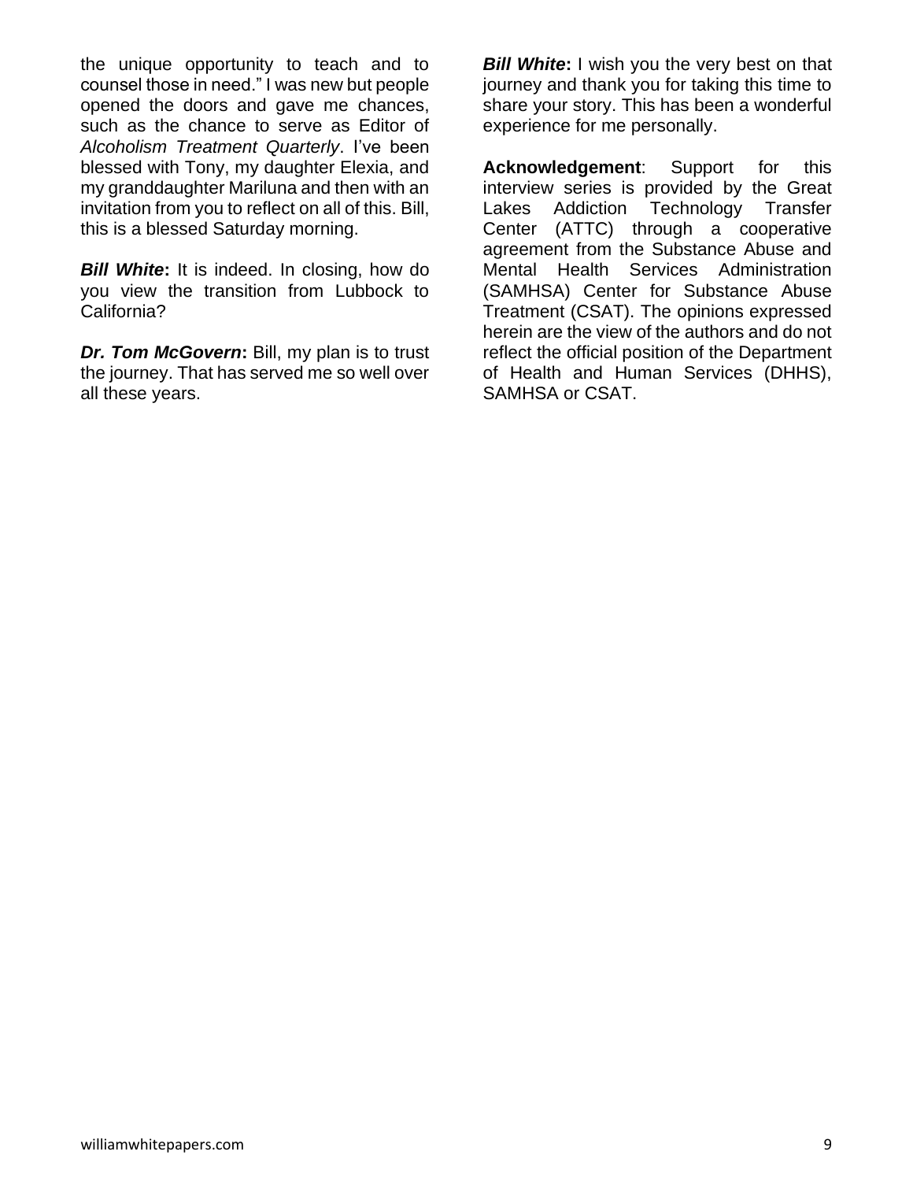the unique opportunity to teach and to counsel those in need." I was new but people opened the doors and gave me chances, such as the chance to serve as Editor of *Alcoholism Treatment Quarterly*. I've been blessed with Tony, my daughter Elexia, and my granddaughter Mariluna and then with an invitation from you to reflect on all of this. Bill, this is a blessed Saturday morning.

***Bill White*:** It is indeed. In closing, how do you view the transition from Lubbock to California?

***Dr. Tom McGovern*:** Bill, my plan is to trust the journey. That has served me so well over all these years.

***Bill White*:** I wish you the very best on that journey and thank you for taking this time to share your story. This has been a wonderful experience for me personally.

**Acknowledgement**: Support for this interview series is provided by the Great Lakes Addiction Technology Transfer Center (ATTC) through a cooperative agreement from the Substance Abuse and Mental Health Services Administration (SAMHSA) Center for Substance Abuse Treatment (CSAT). The opinions expressed herein are the view of the authors and do not reflect the official position of the Department of Health and Human Services (DHHS), SAMHSA or CSAT.